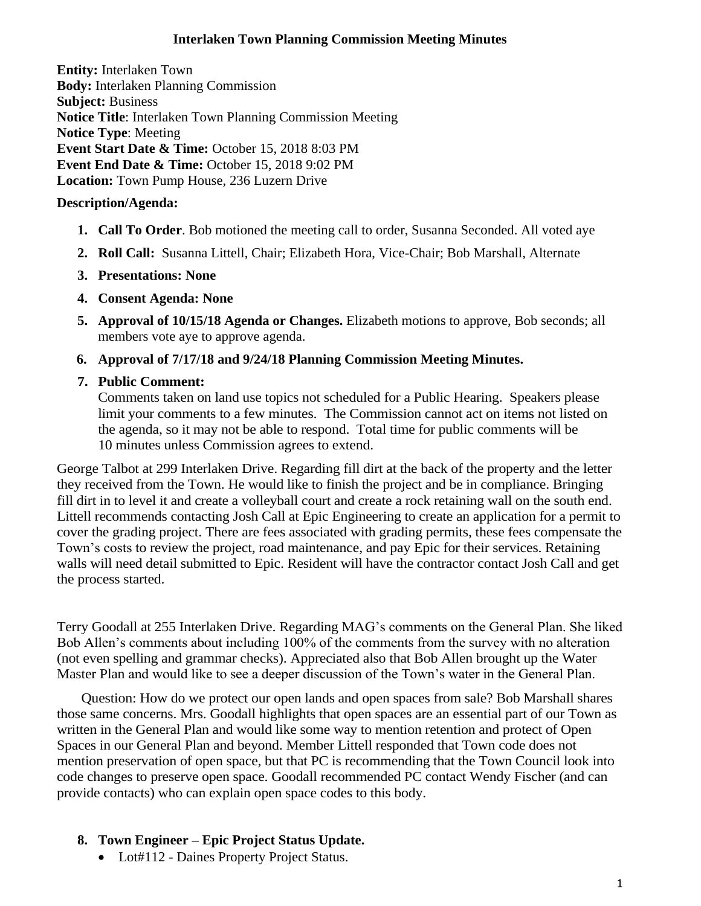# Interlaken Town Planning Commission Meeting Minutes

**Entity:** Interlaken Town
**Body:** Interlaken Planning Commission
**Subject:** Business
**Notice Title**: Interlaken Town Planning Commission Meeting
**Notice Type**: Meeting
**Event Start Date & Time:** October 15, 2018 8:03 PM
**Event End Date & Time:** October 15, 2018 9:02 PM
**Location:** Town Pump House, 236 Luzern Drive

**Description/Agenda:**

1. **Call To Order**. Bob motioned the meeting call to order, Susanna Seconded. All voted aye
2. **Roll Call:** Susanna Littell, Chair; Elizabeth Hora, Vice-Chair; Bob Marshall, Alternate
3. **Presentations: None**
4. **Consent Agenda: None**
5. **Approval of 10/15/18 Agenda or Changes.** Elizabeth motions to approve, Bob seconds; all members vote aye to approve agenda.
6. **Approval of 7/17/18 and 9/24/18 Planning Commission Meeting Minutes.**
7. **Public Comment:**
   Comments taken on land use topics not scheduled for a Public Hearing. Speakers please limit your comments to a few minutes. The Commission cannot act on items not listed on the agenda, so it may not be able to respond. Total time for public comments will be 10 minutes unless Commission agrees to extend.

George Talbot at 299 Interlaken Drive. Regarding fill dirt at the back of the property and the letter they received from the Town. He would like to finish the project and be in compliance. Bringing fill dirt in to level it and create a volleyball court and create a rock retaining wall on the south end. Littell recommends contacting Josh Call at Epic Engineering to create an application for a permit to cover the grading project. There are fees associated with grading permits, these fees compensate the Town's costs to review the project, road maintenance, and pay Epic for their services. Retaining walls will need detail submitted to Epic. Resident will have the contractor contact Josh Call and get the process started.

Terry Goodall at 255 Interlaken Drive. Regarding MAG's comments on the General Plan. She liked Bob Allen's comments about including 100% of the comments from the survey with no alteration (not even spelling and grammar checks). Appreciated also that Bob Allen brought up the Water Master Plan and would like to see a deeper discussion of the Town's water in the General Plan.

Question: How do we protect our open lands and open spaces from sale? Bob Marshall shares those same concerns. Mrs. Goodall highlights that open spaces are an essential part of our Town as written in the General Plan and would like some way to mention retention and protect of Open Spaces in our General Plan and beyond. Member Littell responded that Town code does not mention preservation of open space, but that PC is recommending that the Town Council look into code changes to preserve open space. Goodall recommended PC contact Wendy Fischer (and can provide contacts) who can explain open space codes to this body.

8. **Town Engineer – Epic Project Status Update.**
   - Lot#112 - Daines Property Project Status.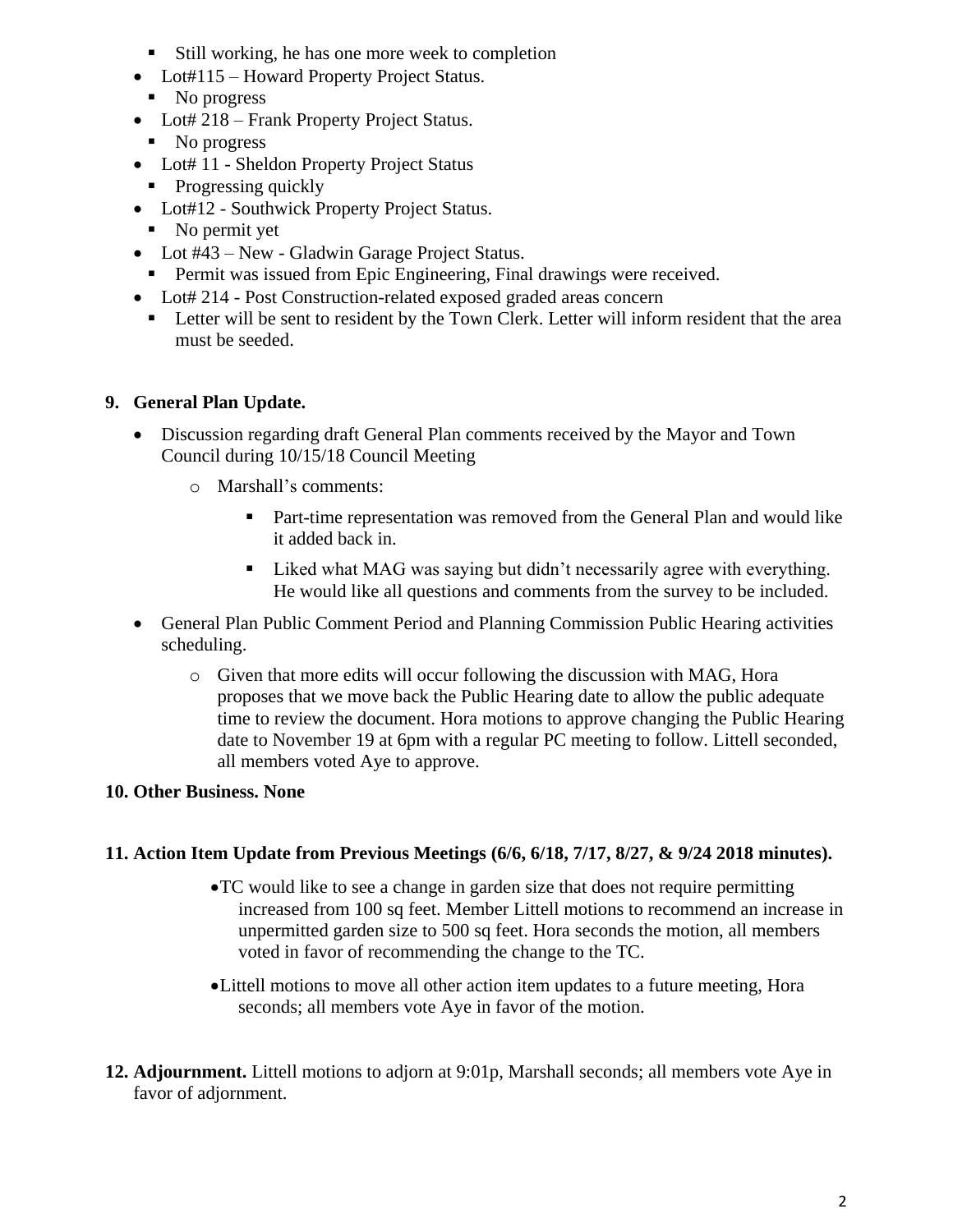- Still working, he has one more week to completion
- Lot#115 – Howard Property Project Status.
    - No progress
- Lot# 218 – Frank Property Project Status.
    - No progress
- Lot# 11 - Sheldon Property Project Status
    - Progressing quickly
- Lot#12 - Southwick Property Project Status.
    - No permit yet
- Lot #43 – New - Gladwin Garage Project Status.
    - Permit was issued from Epic Engineering, Final drawings were received.
- Lot# 214 - Post Construction-related exposed graded areas concern
    - Letter will be sent to resident by the Town Clerk. Letter will inform resident that the area must be seeded.

**9. General Plan Update.**

- Discussion regarding draft General Plan comments received by the Mayor and Town Council during 10/15/18 Council Meeting
    - Marshall's comments:
        - Part-time representation was removed from the General Plan and would like it added back in.
        - Liked what MAG was saying but didn't necessarily agree with everything. He would like all questions and comments from the survey to be included.
- General Plan Public Comment Period and Planning Commission Public Hearing activities scheduling.
    - Given that more edits will occur following the discussion with MAG, Hora proposes that we move back the Public Hearing date to allow the public adequate time to review the document. Hora motions to approve changing the Public Hearing date to November 19 at 6pm with a regular PC meeting to follow. Littell seconded, all members voted Aye to approve.

**10. Other Business. None**

**11. Action Item Update from Previous Meetings (6/6, 6/18, 7/17, 8/27, & 9/24 2018 minutes).**

- TC would like to see a change in garden size that does not require permitting increased from 100 sq feet. Member Littell motions to recommend an increase in unpermitted garden size to 500 sq feet. Hora seconds the motion, all members voted in favor of recommending the change to the TC.
- Littell motions to move all other action item updates to a future meeting, Hora seconds; all members vote Aye in favor of the motion.

**12. Adjournment.** Littell motions to adjorn at 9:01p, Marshall seconds; all members vote Aye in favor of adjournment.